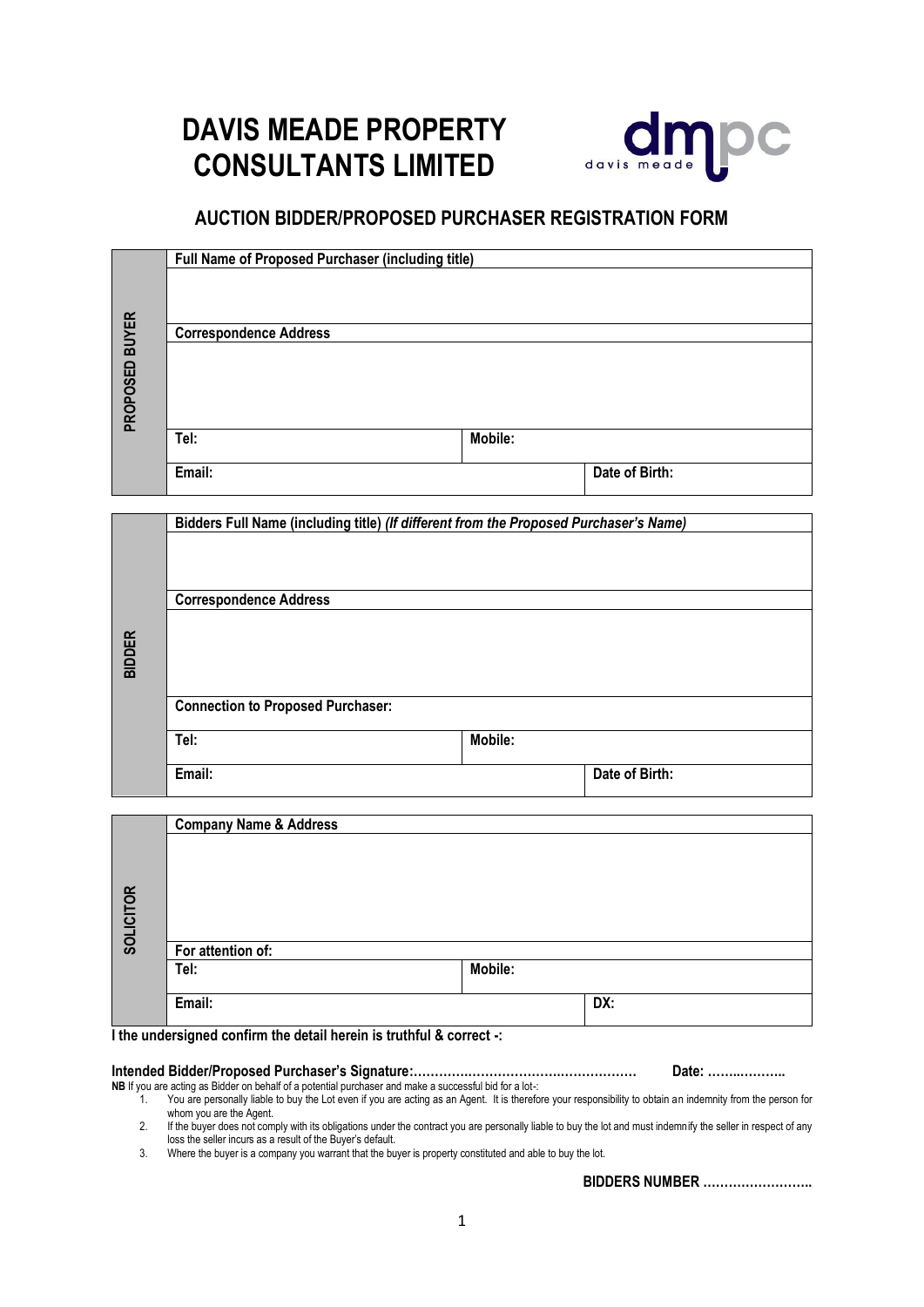# DAVIS MEADE PROPERTY CONSULTANTS LIMITED

## AUCTION BIDDER/PROPOSED PURCHASER REGISTRATION FORM

| PROPOSED BUYER | | | |
|---|---|---|---|
| | **Full Name of Proposed Purchaser (including title)** | | |
| | | | |
| | **Correspondence Address** | | |
| | | | |
| | **Tel:** | **Mobile:** | |
| | **Email:** | | **Date of Birth:** |

| BIDDER | | | |
|---|---|---|---|
| | **Bidders Full Name (including title)** ***(If different from the Proposed Purchaser's Name)*** | | |
| | | | |
| | **Correspondence Address** | | |
| | | | |
| | **Connection to Proposed Purchaser:** | | |
| | **Tel:** | **Mobile:** | |
| | **Email:** | | **Date of Birth:** |

| SOLICITOR | | | |
|---|---|---|---|
| | **Company Name & Address** | | |
| | | | |
| | **For attention of:** | | |
| | **Tel:** | **Mobile:** | |
| | **Email:** | | **DX:** |

**I the undersigned confirm the detail herein is truthful & correct -:**

**Intended Bidder/Proposed Purchaser's Signature:……………………………………………… Date: ………………**

**NB** If you are acting as Bidder on behalf of a potential purchaser and make a successful bid for a lot-:

1. You are personally liable to buy the Lot even if you are acting as an Agent. It is therefore your responsibility to obtain an indemnity from the person for whom you are the Agent.
2. If the buyer does not comply with its obligations under the contract you are personally liable to buy the lot and must indemnify the seller in respect of any loss the seller incurs as a result of the Buyer's default.
3. Where the buyer is a company you warrant that the buyer is property constituted and able to buy the lot.

**BIDDERS NUMBER ……………………..**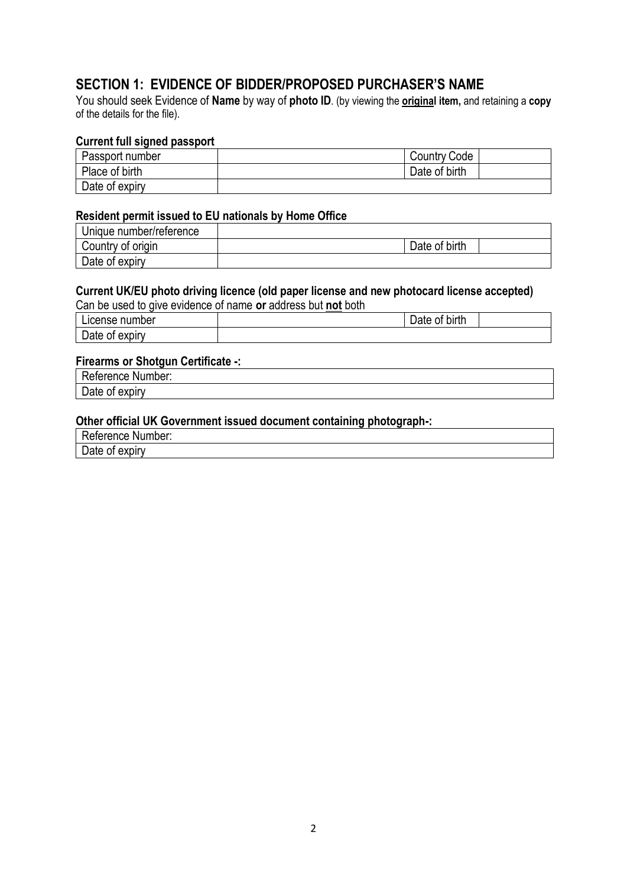## SECTION 1: EVIDENCE OF BIDDER/PROPOSED PURCHASER'S NAME

You should seek Evidence of **Name** by way of **photo ID**. (by viewing the **original item,** and retaining a **copy** of the details for the file).

**Current full signed passport**

| Passport number | | Country Code | |
|---|---|---|---|
| Place of birth | | Date of birth | |
| Date of expiry | | | |

**Resident permit issued to EU nationals by Home Office**

| Unique number/reference | | | |
|---|---|---|---|
| Country of origin | | Date of birth | |
| Date of expiry | | | |

**Current UK/EU photo driving licence (old paper license and new photocard license accepted)**

Can be used to give evidence of name **or** address but **not** both

| License number | | Date of birth | |
|---|---|---|---|
| Date of expiry | | | |

**Firearms or Shotgun Certificate -:**

| Reference Number: |
|---|
| Date of expiry |

**Other official UK Government issued document containing photograph-:**

| Reference Number: |
|---|
| Date of expiry |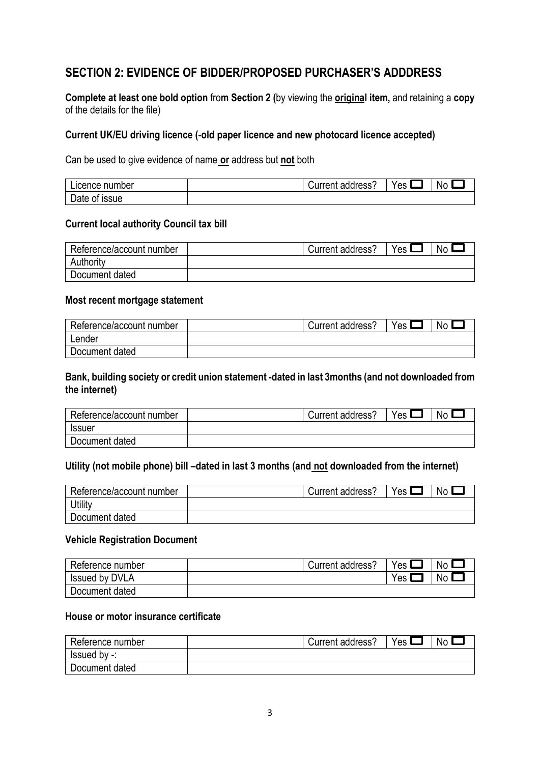## SECTION 2: EVIDENCE OF BIDDER/PROPOSED PURCHASER'S ADDDRESS

**Complete at least one bold option** fro**m Section 2 (**by viewing the **original item,** and retaining a **copy** of the details for the file)

### Current UK/EU driving licence (-old paper licence and new photocard licence accepted)

Can be used to give evidence of name **or** address but **not** both

| Licence number | | Current address? | Yes ☐ | No ☐ |
|---|---|---|---|---|
| Date of issue | | | | |

### Current local authority Council tax bill

| Reference/account number | | Current address? | Yes ☐ | No ☐ |
|---|---|---|---|---|
| Authority | | | | |
| Document dated | | | | |

### Most recent mortgage statement

| Reference/account number | | Current address? | Yes ☐ | No ☐ |
|---|---|---|---|---|
| Lender | | | | |
| Document dated | | | | |

### Bank, building society or credit union statement -dated in last 3months (and not downloaded from the internet)

| Reference/account number | | Current address? | Yes ☐ | No ☐ |
|---|---|---|---|---|
| Issuer | | | | |
| Document dated | | | | |

### Utility (not mobile phone) bill –dated in last 3 months (and not downloaded from the internet)

| Reference/account number | | Current address? | Yes ☐ | No ☐ |
|---|---|---|---|---|
| Utility | | | | |
| Document dated | | | | |

### Vehicle Registration Document

| Reference number | | Current address? | Yes ☐ | No ☐ |
|---|---|---|---|---|
| Issued by DVLA | | | Yes ☐ | No ☐ |
| Document dated | | | | |

### House or motor insurance certificate

| Reference number | | Current address? | Yes ☐ | No ☐ |
|---|---|---|---|---|
| Issued by -: | | | | |
| Document dated | | | | |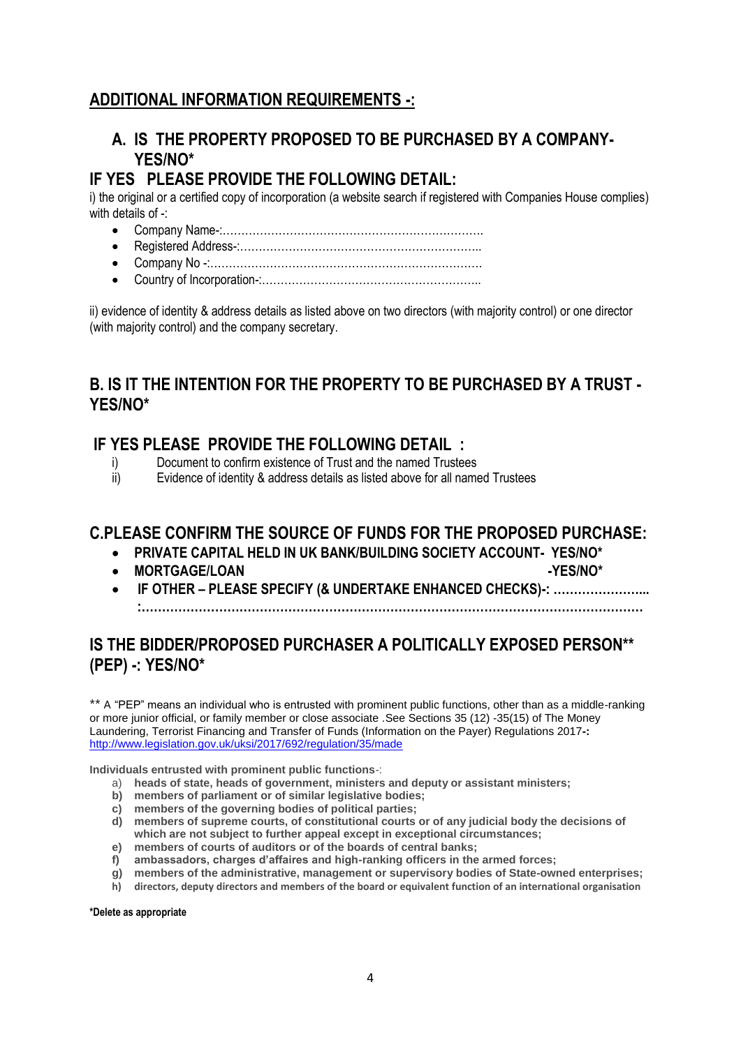## ADDITIONAL INFORMATION REQUIREMENTS -:

### A. IS THE PROPERTY PROPOSED TO BE PURCHASED BY A COMPANY- YES/NO*

### IF YES PLEASE PROVIDE THE FOLLOWING DETAIL:

i) the original or a certified copy of incorporation (a website search if registered with Companies House complies) with details of -:

- Company Name-:…………………………………………………………….
- Registered Address-:………………………………………………………..
- Company No -:……………………………………………………………….
- Country of Incorporation-:…………………………………………………..

ii) evidence of identity & address details as listed above on two directors (with majority control) or one director (with majority control) and the company secretary.

### B. IS IT THE INTENTION FOR THE PROPERTY TO BE PURCHASED BY A TRUST - YES/NO*

### IF YES PLEASE PROVIDE THE FOLLOWING DETAIL :

i) Document to confirm existence of Trust and the named Trustees

ii) Evidence of identity & address details as listed above for all named Trustees

### C.PLEASE CONFIRM THE SOURCE OF FUNDS FOR THE PROPOSED PURCHASE:

- **PRIVATE CAPITAL HELD IN UK BANK/BUILDING SOCIETY ACCOUNT- YES/NO***
- **MORTGAGE/LOAN -YES/NO***
- **IF OTHER – PLEASE SPECIFY (& UNDERTAKE ENHANCED CHECKS)-: …………………...
  :………………………………………………………………………………………………………**

### IS THE BIDDER/PROPOSED PURCHASER A POLITICALLY EXPOSED PERSON** (PEP) -: YES/NO*

** A "PEP" means an individual who is entrusted with prominent public functions, other than as a middle-ranking or more junior official, or family member or close associate .See Sections 35 (12) -35(15) of The Money Laundering, Terrorist Financing and Transfer of Funds (Information on the Payer) Regulations 2017**-:**
http://www.legislation.gov.uk/uksi/2017/692/regulation/35/made

**Individuals entrusted with prominent public functions**-:

a) **heads of state, heads of government, ministers and deputy or assistant ministers;**
b) **members of parliament or of similar legislative bodies;**
c) **members of the governing bodies of political parties;**
d) **members of supreme courts, of constitutional courts or of any judicial body the decisions of which are not subject to further appeal except in exceptional circumstances;**
e) **members of courts of auditors or of the boards of central banks;**
f) **ambassadors, charges d'affaires and high-ranking officers in the armed forces;**
g) **members of the administrative, management or supervisory bodies of State-owned enterprises;**
h) **directors, deputy directors and members of the board or equivalent function of an international organisation**

**\*Delete as appropriate**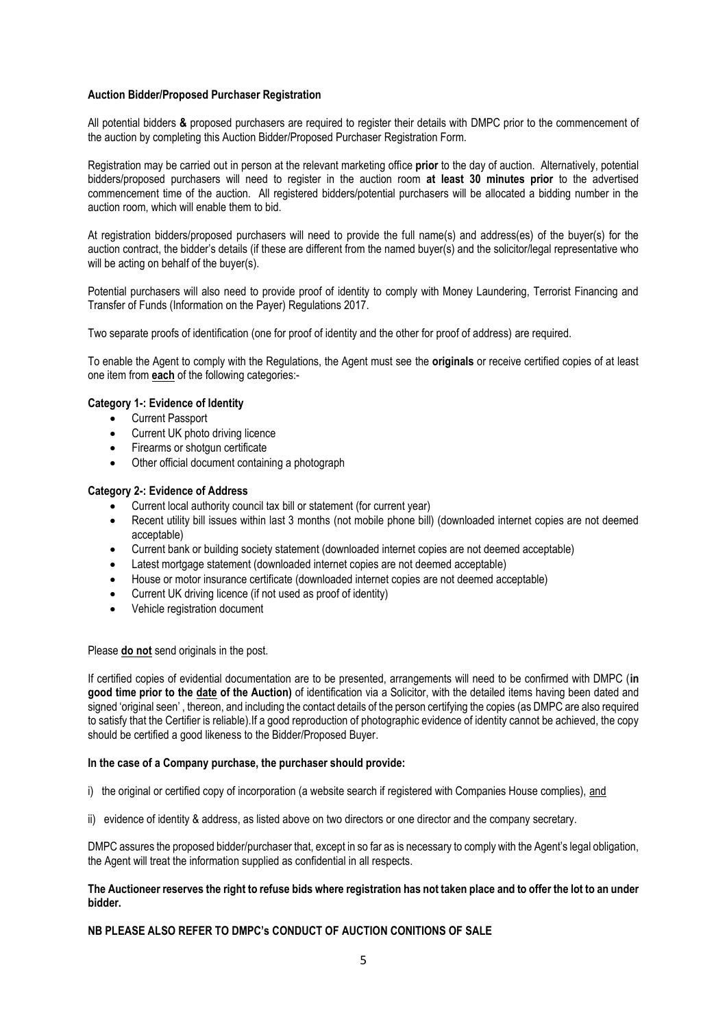**Auction Bidder/Proposed Purchaser Registration**

All potential bidders **&** proposed purchasers are required to register their details with DMPC prior to the commencement of the auction by completing this Auction Bidder/Proposed Purchaser Registration Form.

Registration may be carried out in person at the relevant marketing office **prior** to the day of auction. Alternatively, potential bidders/proposed purchasers will need to register in the auction room **at least 30 minutes prior** to the advertised commencement time of the auction. All registered bidders/potential purchasers will be allocated a bidding number in the auction room, which will enable them to bid.

At registration bidders/proposed purchasers will need to provide the full name(s) and address(es) of the buyer(s) for the auction contract, the bidder's details (if these are different from the named buyer(s) and the solicitor/legal representative who will be acting on behalf of the buyer(s).

Potential purchasers will also need to provide proof of identity to comply with Money Laundering, Terrorist Financing and Transfer of Funds (Information on the Payer) Regulations 2017.

Two separate proofs of identification (one for proof of identity and the other for proof of address) are required.

To enable the Agent to comply with the Regulations, the Agent must see the **originals** or receive certified copies of at least one item from **each** of the following categories:-

**Category 1-: Evidence of Identity**

- Current Passport
- Current UK photo driving licence
- Firearms or shotgun certificate
- Other official document containing a photograph

**Category 2-: Evidence of Address**

- Current local authority council tax bill or statement (for current year)
- Recent utility bill issues within last 3 months (not mobile phone bill) (downloaded internet copies are not deemed acceptable)
- Current bank or building society statement (downloaded internet copies are not deemed acceptable)
- Latest mortgage statement (downloaded internet copies are not deemed acceptable)
- House or motor insurance certificate (downloaded internet copies are not deemed acceptable)
- Current UK driving licence (if not used as proof of identity)
- Vehicle registration document

Please **do not** send originals in the post.

If certified copies of evidential documentation are to be presented, arrangements will need to be confirmed with DMPC (**in good time prior to the date of the Auction)** of identification via a Solicitor, with the detailed items having been dated and signed 'original seen' , thereon, and including the contact details of the person certifying the copies (as DMPC are also required to satisfy that the Certifier is reliable).If a good reproduction of photographic evidence of identity cannot be achieved, the copy should be certified a good likeness to the Bidder/Proposed Buyer.

**In the case of a Company purchase, the purchaser should provide:**

i) the original or certified copy of incorporation (a website search if registered with Companies House complies), and

ii) evidence of identity & address, as listed above on two directors or one director and the company secretary.

DMPC assures the proposed bidder/purchaser that, except in so far as is necessary to comply with the Agent's legal obligation, the Agent will treat the information supplied as confidential in all respects.

**The Auctioneer reserves the right to refuse bids where registration has not taken place and to offer the lot to an under bidder.**

**NB PLEASE ALSO REFER TO DMPC's CONDUCT OF AUCTION CONITIONS OF SALE**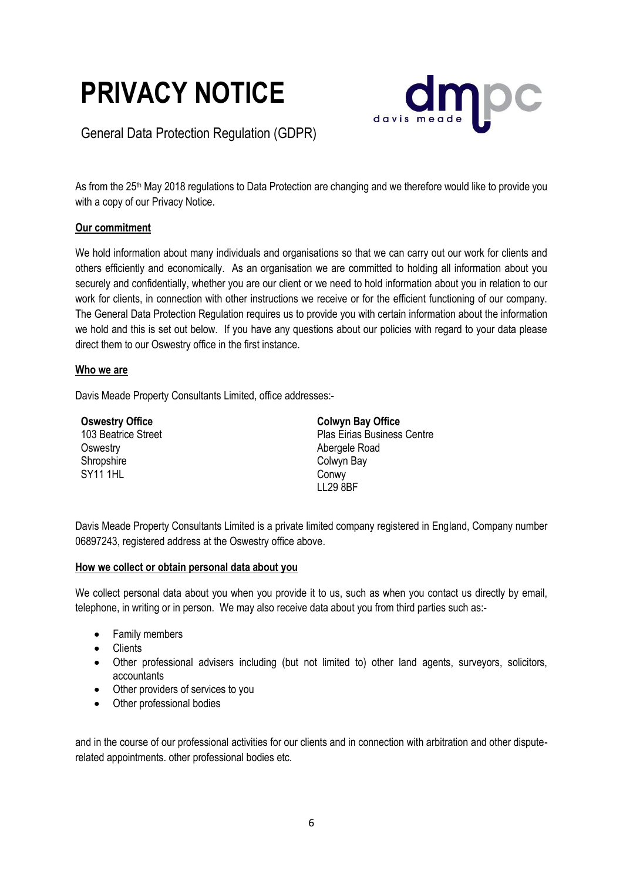# PRIVACY NOTICE

General Data Protection Regulation (GDPR)

As from the 25th May 2018 regulations to Data Protection are changing and we therefore would like to provide you with a copy of our Privacy Notice.

## Our commitment

We hold information about many individuals and organisations so that we can carry out our work for clients and others efficiently and economically. As an organisation we are committed to holding all information about you securely and confidentially, whether you are our client or we need to hold information about you in relation to our work for clients, in connection with other instructions we receive or for the efficient functioning of our company. The General Data Protection Regulation requires us to provide you with certain information about the information we hold and this is set out below. If you have any questions about our policies with regard to your data please direct them to our Oswestry office in the first instance.

## Who we are

Davis Meade Property Consultants Limited, office addresses:-

**Oswestry Office**
103 Beatrice Street
Oswestry
Shropshire
SY11 1HL

**Colwyn Bay Office**
Plas Eirias Business Centre
Abergele Road
Colwyn Bay
Conwy
LL29 8BF

Davis Meade Property Consultants Limited is a private limited company registered in England, Company number 06897243, registered address at the Oswestry office above.

## How we collect or obtain personal data about you

We collect personal data about you when you provide it to us, such as when you contact us directly by email, telephone, in writing or in person. We may also receive data about you from third parties such as:-

- Family members
- Clients
- Other professional advisers including (but not limited to) other land agents, surveyors, solicitors, accountants
- Other providers of services to you
- Other professional bodies

and in the course of our professional activities for our clients and in connection with arbitration and other dispute-related appointments. other professional bodies etc.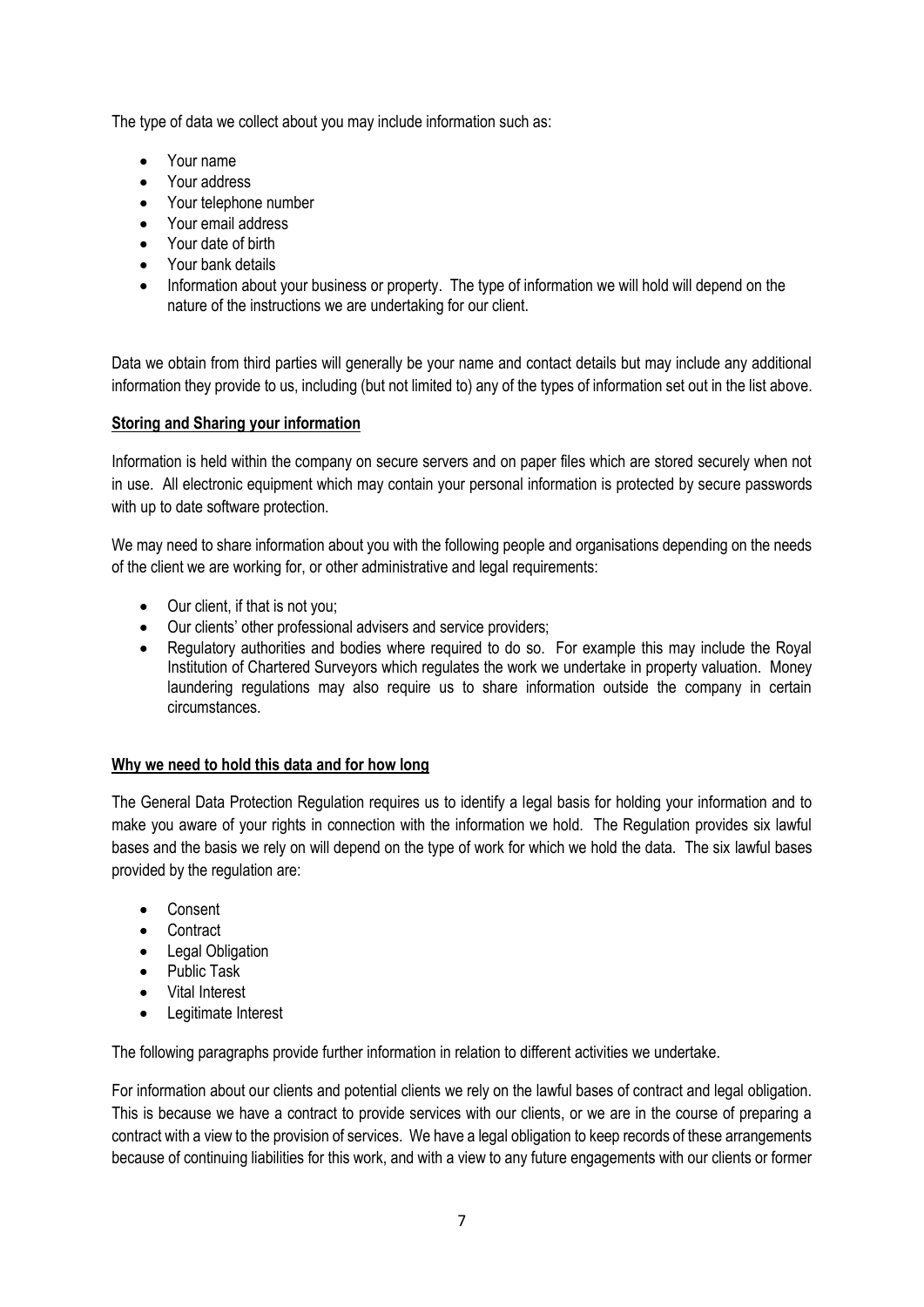The type of data we collect about you may include information such as:

- Your name
- Your address
- Your telephone number
- Your email address
- Your date of birth
- Your bank details
- Information about your business or property. The type of information we will hold will depend on the nature of the instructions we are undertaking for our client.

Data we obtain from third parties will generally be your name and contact details but may include any additional information they provide to us, including (but not limited to) any of the types of information set out in the list above.

**Storing and Sharing your information**

Information is held within the company on secure servers and on paper files which are stored securely when not in use. All electronic equipment which may contain your personal information is protected by secure passwords with up to date software protection.

We may need to share information about you with the following people and organisations depending on the needs of the client we are working for, or other administrative and legal requirements:

- Our client, if that is not you;
- Our clients' other professional advisers and service providers;
- Regulatory authorities and bodies where required to do so. For example this may include the Royal Institution of Chartered Surveyors which regulates the work we undertake in property valuation. Money laundering regulations may also require us to share information outside the company in certain circumstances.

**Why we need to hold this data and for how long**

The General Data Protection Regulation requires us to identify a legal basis for holding your information and to make you aware of your rights in connection with the information we hold. The Regulation provides six lawful bases and the basis we rely on will depend on the type of work for which we hold the data. The six lawful bases provided by the regulation are:

- Consent
- Contract
- Legal Obligation
- Public Task
- Vital Interest
- Legitimate Interest

The following paragraphs provide further information in relation to different activities we undertake.

For information about our clients and potential clients we rely on the lawful bases of contract and legal obligation. This is because we have a contract to provide services with our clients, or we are in the course of preparing a contract with a view to the provision of services. We have a legal obligation to keep records of these arrangements because of continuing liabilities for this work, and with a view to any future engagements with our clients or former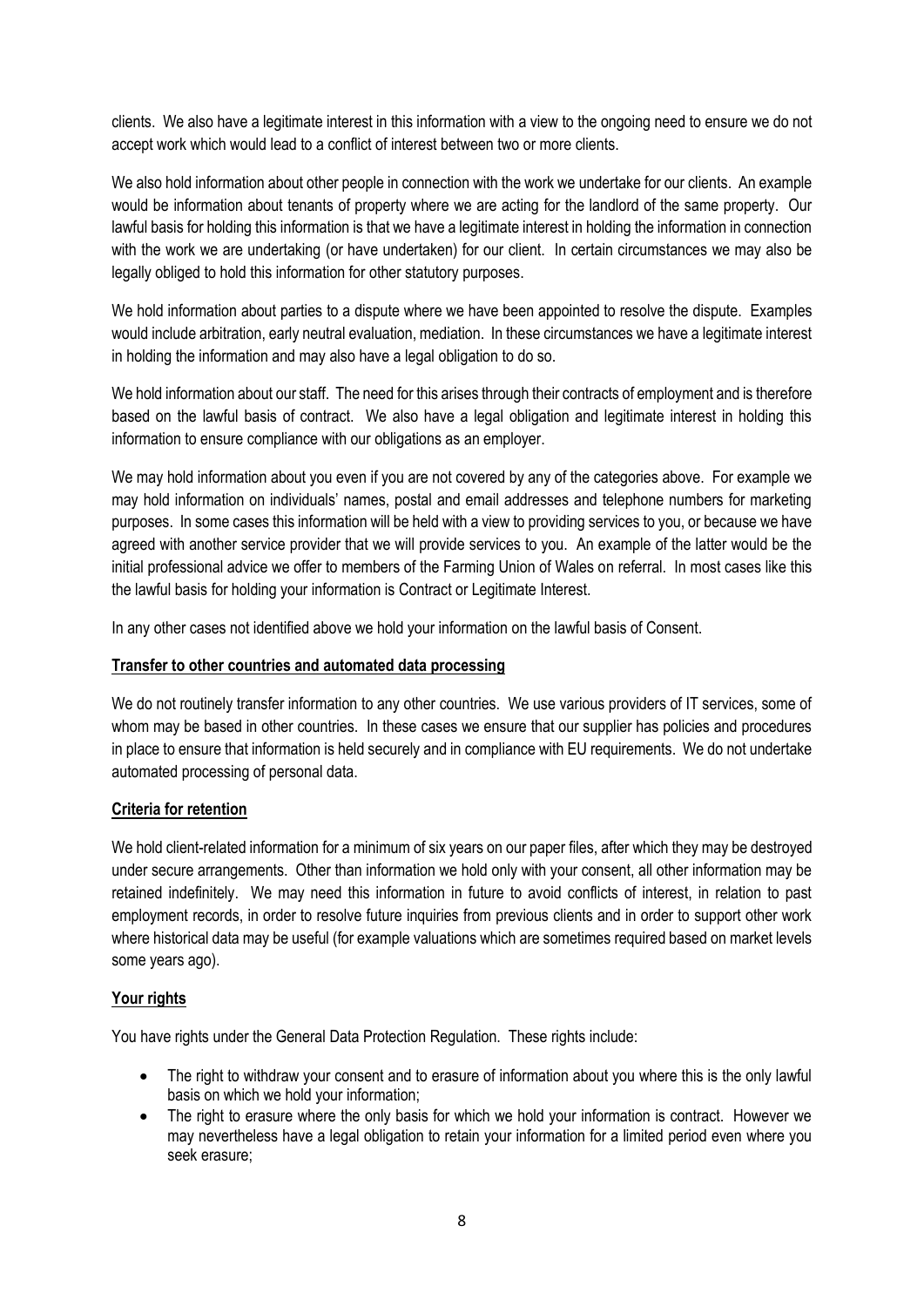clients. We also have a legitimate interest in this information with a view to the ongoing need to ensure we do not accept work which would lead to a conflict of interest between two or more clients.

We also hold information about other people in connection with the work we undertake for our clients. An example would be information about tenants of property where we are acting for the landlord of the same property. Our lawful basis for holding this information is that we have a legitimate interest in holding the information in connection with the work we are undertaking (or have undertaken) for our client. In certain circumstances we may also be legally obliged to hold this information for other statutory purposes.

We hold information about parties to a dispute where we have been appointed to resolve the dispute. Examples would include arbitration, early neutral evaluation, mediation. In these circumstances we have a legitimate interest in holding the information and may also have a legal obligation to do so.

We hold information about our staff. The need for this arises through their contracts of employment and is therefore based on the lawful basis of contract. We also have a legal obligation and legitimate interest in holding this information to ensure compliance with our obligations as an employer.

We may hold information about you even if you are not covered by any of the categories above. For example we may hold information on individuals' names, postal and email addresses and telephone numbers for marketing purposes. In some cases this information will be held with a view to providing services to you, or because we have agreed with another service provider that we will provide services to you. An example of the latter would be the initial professional advice we offer to members of the Farming Union of Wales on referral. In most cases like this the lawful basis for holding your information is Contract or Legitimate Interest.

In any other cases not identified above we hold your information on the lawful basis of Consent.

**Transfer to other countries and automated data processing**

We do not routinely transfer information to any other countries. We use various providers of IT services, some of whom may be based in other countries. In these cases we ensure that our supplier has policies and procedures in place to ensure that information is held securely and in compliance with EU requirements. We do not undertake automated processing of personal data.

**Criteria for retention**

We hold client-related information for a minimum of six years on our paper files, after which they may be destroyed under secure arrangements. Other than information we hold only with your consent, all other information may be retained indefinitely. We may need this information in future to avoid conflicts of interest, in relation to past employment records, in order to resolve future inquiries from previous clients and in order to support other work where historical data may be useful (for example valuations which are sometimes required based on market levels some years ago).

**Your rights**

You have rights under the General Data Protection Regulation. These rights include:

- The right to withdraw your consent and to erasure of information about you where this is the only lawful basis on which we hold your information;
- The right to erasure where the only basis for which we hold your information is contract. However we may nevertheless have a legal obligation to retain your information for a limited period even where you seek erasure;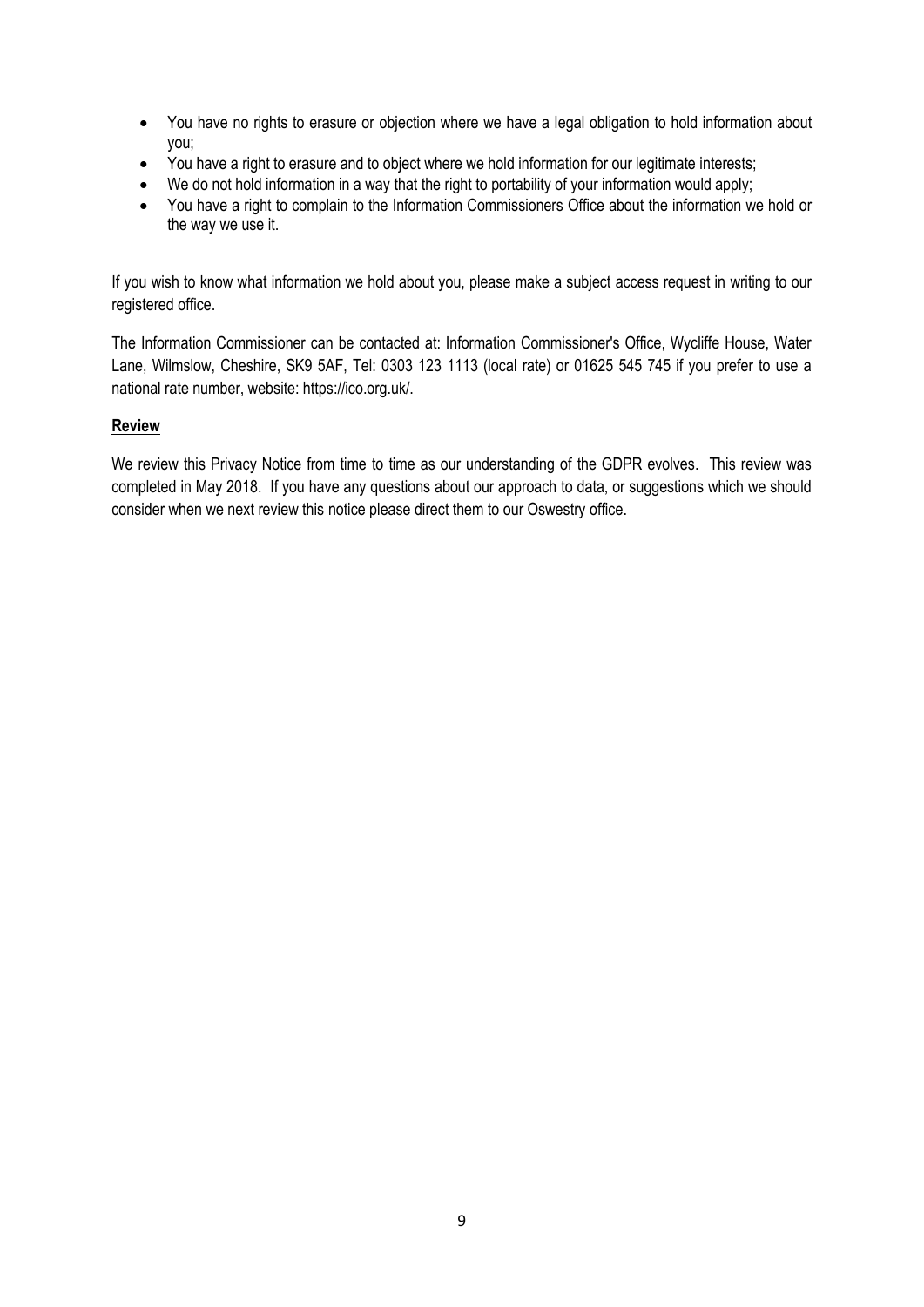- You have no rights to erasure or objection where we have a legal obligation to hold information about you;
- You have a right to erasure and to object where we hold information for our legitimate interests;
- We do not hold information in a way that the right to portability of your information would apply;
- You have a right to complain to the Information Commissioners Office about the information we hold or the way we use it.

If you wish to know what information we hold about you, please make a subject access request in writing to our registered office.

The Information Commissioner can be contacted at: Information Commissioner's Office, Wycliffe House, Water Lane, Wilmslow, Cheshire, SK9 5AF, Tel: 0303 123 1113 (local rate) or 01625 545 745 if you prefer to use a national rate number, website: https://ico.org.uk/.

**Review**

We review this Privacy Notice from time to time as our understanding of the GDPR evolves. This review was completed in May 2018. If you have any questions about our approach to data, or suggestions which we should consider when we next review this notice please direct them to our Oswestry office.